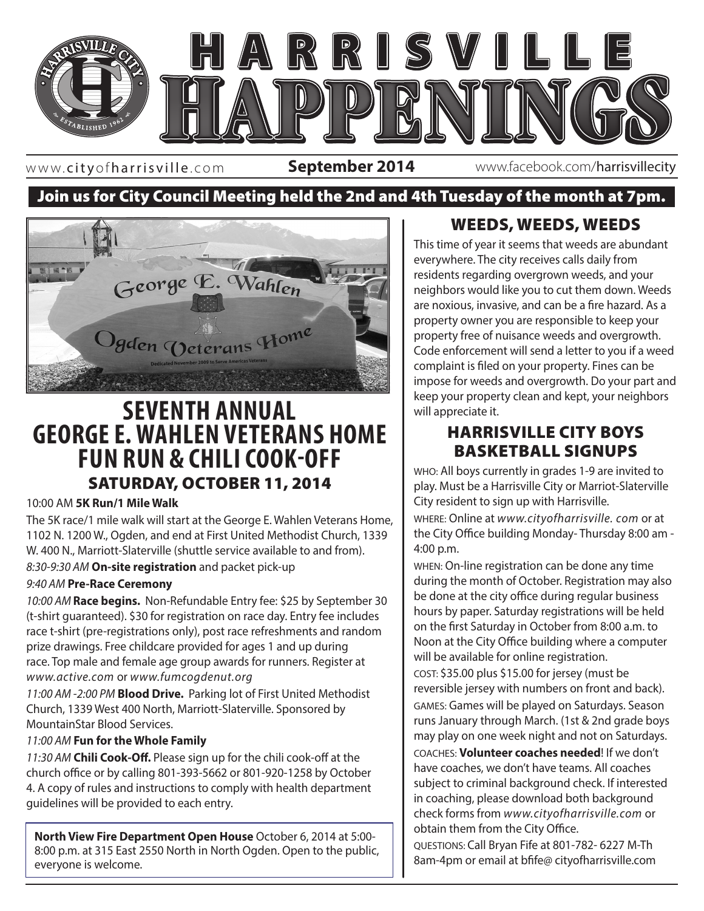# HARRISVILLE HAPPENINGS

www.cityofharrisville.com **September 2014** www.facebook.com/harrisvillecity

**Join us for City Council Meeting held the 2nd and 4th Tuesday of the month at 7pm.**

## SEVENTH ANNUAL GEORGE E. WAHLEN VETERANS HOME FUN RUN & CHILI COOK-OFF

### SATURDAY, OCTOBER 11, 2014

10:00 AM **5K Run/1 Mile Walk**

The 5K race/1 mile walk will start at the George E. Wahlen Veterans Home, 1102 N. 1200 W., Ogden, and end at First United Methodist Church, 1339 W. 400 N., Marriott-Slaterville (shuttle service available to and from).

*8:30-9:30 AM* **On-site registration** and packet pick-up

*9:40 AM* **Pre-Race Ceremony**

*10:00 AM* **Race begins.** Non-Refundable Entry fee: $25 by September 30 (t-shirt guaranteed). $30 for registration on race day. Entry fee includes race t-shirt (pre-registrations only), post race refreshments and random prize drawings. Free childcare provided for ages 1 and up during race. Top male and female age group awards for runners. Register at *www.active.com* or *www.fumcogdenut.org*

*11:00 AM -2:00 PM* **Blood Drive.** Parking lot of First United Methodist Church, 1339 West 400 North, Marriott-Slaterville. Sponsored by MountainStar Blood Services.

*11:00 AM* **Fun for the Whole Family**

*11:30 AM* **Chili Cook-Off.** Please sign up for the chili cook-off at the church office or by calling 801-393-5662 or 801-920-1258 by October 4. A copy of rules and instructions to comply with health department guidelines will be provided to each entry.

**North View Fire Department Open House** October 6, 2014 at 5:00-8:00 p.m. at 315 East 2550 North in North Ogden. Open to the public, everyone is welcome.

## WEEDS, WEEDS, WEEDS

This time of year it seems that weeds are abundant everywhere. The city receives calls daily from residents regarding overgrown weeds, and your neighbors would like you to cut them down. Weeds are noxious, invasive, and can be a fire hazard. As a property owner you are responsible to keep your property free of nuisance weeds and overgrowth. Code enforcement will send a letter to you if a weed complaint is filed on your property. Fines can be impose for weeds and overgrowth. Do your part and keep your property clean and kept, your neighbors will appreciate it.

## HARRISVILLE CITY BOYS BASKETBALL SIGNUPS

WHO: All boys currently in grades 1-9 are invited to play. Must be a Harrisville City or Marriot-Slaterville City resident to sign up with Harrisville.

WHERE: Online at *www.cityofharrisville. com* or at the City Office building Monday- Thursday 8:00 am - 4:00 p.m.

WHEN: On-line registration can be done any time during the month of October. Registration may also be done at the city office during regular business hours by paper. Saturday registrations will be held on the first Saturday in October from 8:00 a.m. to Noon at the City Office building where a computer will be available for online registration.

COST: $35.00 plus $15.00 for jersey (must be reversible jersey with numbers on front and back).

GAMES: Games will be played on Saturdays. Season runs January through March. (1st & 2nd grade boys may play on one week night and not on Saturdays.

COACHES: **Volunteer coaches needed**! If we don't have coaches, we don't have teams. All coaches subject to criminal background check. If interested in coaching, please download both background check forms from *www.cityofharrisville.com* or obtain them from the City Office.

QUESTIONS: Call Bryan Fife at 801-782- 6227 M-Th 8am-4pm or email at bfife@ cityofharrisville.com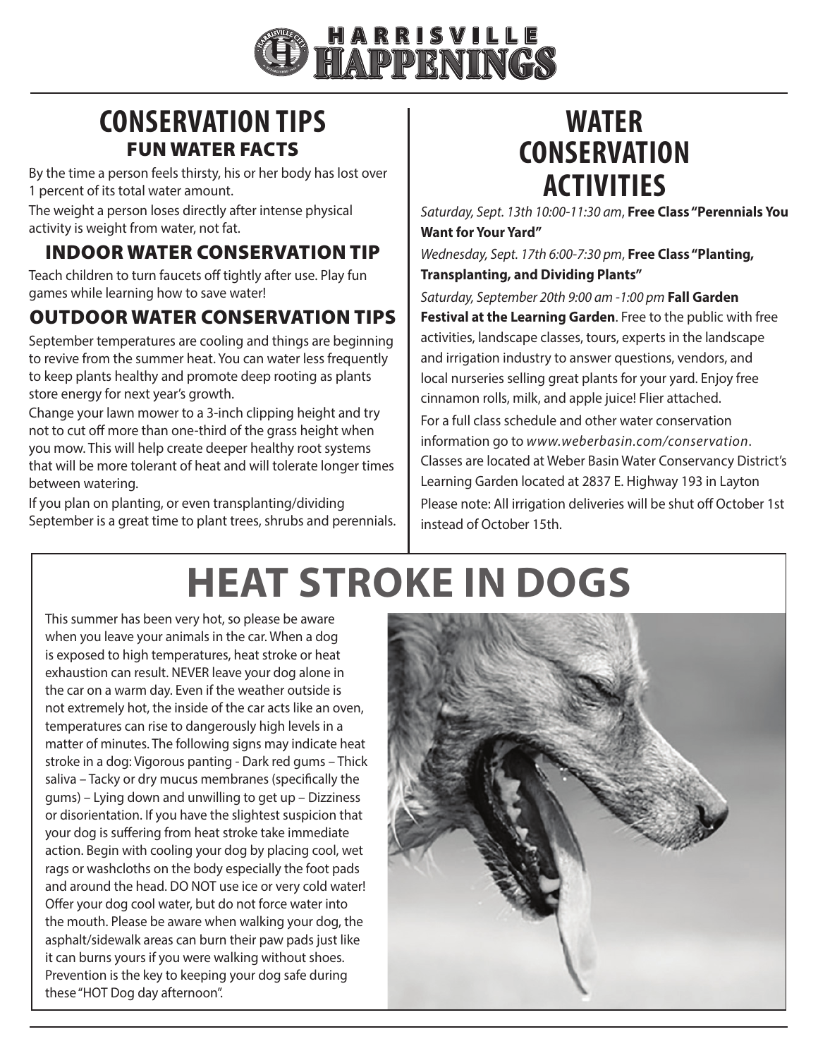# CONSERVATION TIPS

## FUN WATER FACTS

By the time a person feels thirsty, his or her body has lost over 1 percent of its total water amount.

The weight a person loses directly after intense physical activity is weight from water, not fat.

## INDOOR WATER CONSERVATION TIP

Teach children to turn faucets off tightly after use. Play fun games while learning how to save water!

## OUTDOOR WATER CONSERVATION TIPS

September temperatures are cooling and things are beginning to revive from the summer heat. You can water less frequently to keep plants healthy and promote deep rooting as plants store energy for next year's growth.

Change your lawn mower to a 3-inch clipping height and try not to cut off more than one-third of the grass height when you mow. This will help create deeper healthy root systems that will be more tolerant of heat and will tolerate longer times between watering.

If you plan on planting, or even transplanting/dividing September is a great time to plant trees, shrubs and perennials.

# WATER CONSERVATION ACTIVITIES

*Saturday, Sept. 13th 10:00-11:30 am*, **Free Class "Perennials You Want for Your Yard"**

*Wednesday, Sept. 17th 6:00-7:30 pm*, **Free Class "Planting, Transplanting, and Dividing Plants"**

*Saturday, September 20th 9:00 am -1:00 pm* **Fall Garden Festival at the Learning Garden**. Free to the public with free activities, landscape classes, tours, experts in the landscape and irrigation industry to answer questions, vendors, and local nurseries selling great plants for your yard. Enjoy free cinnamon rolls, milk, and apple juice! Flier attached.

For a full class schedule and other water conservation information go to *www.weberbasin.com/conservation*. Classes are located at Weber Basin Water Conservancy District's Learning Garden located at 2837 E. Highway 193 in Layton

Please note: All irrigation deliveries will be shut off October 1st instead of October 15th.

# HEAT STROKE IN DOGS

This summer has been very hot, so please be aware when you leave your animals in the car. When a dog is exposed to high temperatures, heat stroke or heat exhaustion can result. NEVER leave your dog alone in the car on a warm day. Even if the weather outside is not extremely hot, the inside of the car acts like an oven, temperatures can rise to dangerously high levels in a matter of minutes. The following signs may indicate heat stroke in a dog: Vigorous panting - Dark red gums – Thick saliva – Tacky or dry mucus membranes (specifically the gums) – Lying down and unwilling to get up – Dizziness or disorientation. If you have the slightest suspicion that your dog is suffering from heat stroke take immediate action. Begin with cooling your dog by placing cool, wet rags or washcloths on the body especially the foot pads and around the head. DO NOT use ice or very cold water! Offer your dog cool water, but do not force water into the mouth. Please be aware when walking your dog, the asphalt/sidewalk areas can burn their paw pads just like it can burns yours if you were walking without shoes. Prevention is the key to keeping your dog safe during these "HOT Dog day afternoon".